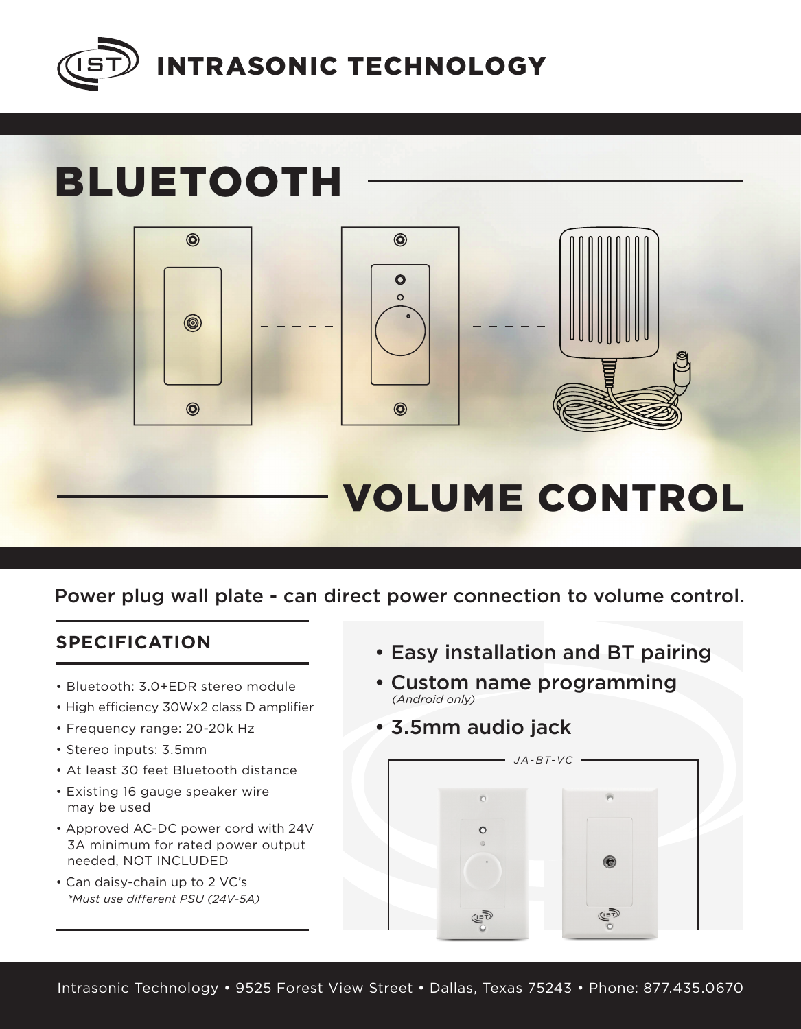# INTRASONIC TECHNOLOGY

# BLUETOOTH VOLUME CONTROL

Power plug wall plate - can direct power connection to volume control.

## SPECIFICATION

- Bluetooth: 3.0+EDR stereo module
- High efficiency 30Wx2 class D amplifier
- Frequency range: 20-20k Hz
- Stereo inputs: 3.5mm
- At least 30 feet Bluetooth distance
- Existing 16 gauge speaker wire may be used
- Approved AC-DC power cord with 24V 3A minimum for rated power output needed, NOT INCLUDED
- Can daisy-chain up to 2 VC's
  *\*Must use different PSU (24V-5A)*

- Easy installation and BT pairing
- Custom name programming
  *(Android only)*
- 3.5mm audio jack

*JA-BT-VC*

Intrasonic Technology • 9525 Forest View Street • Dallas, Texas 75243 • Phone: 877.435.0670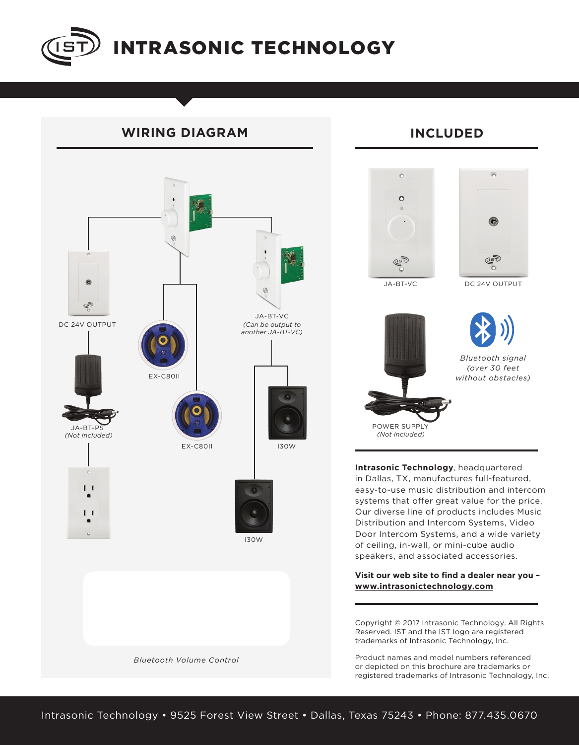# INTRASONIC TECHNOLOGY

## WIRING DIAGRAM

DC 24V OUTPUT

JA-BT-PS
*(Not Included)*

EX-C80II

EX-C80II

JA-BT-VC
*(Can be output to another JA-BT-VC)*

130W

130W

*Bluetooth Volume Control*

## INCLUDED

JA-BT-VC

DC 24V OUTPUT

POWER SUPPLY
*(Not Included)*

*Bluetooth signal (over 30 feet without obstacles)*

**Intrasonic Technology**, headquartered in Dallas, TX, manufactures full-featured, easy-to-use music distribution and intercom systems that offer great value for the price. Our diverse line of products includes Music Distribution and Intercom Systems, Video Door Intercom Systems, and a wide variety of ceiling, in-wall, or mini-cube audio speakers, and associated accessories.

**Visit our web site to find a dealer near you – www.intrasonictechnology.com**

Copyright © 2017 Intrasonic Technology. All Rights Reserved. IST and the IST logo are registered trademarks of Intrasonic Technology, Inc.

Product names and model numbers referenced or depicted on this brochure are trademarks or registered trademarks of Intrasonic Technology, Inc.

Intrasonic Technology • 9525 Forest View Street • Dallas, Texas 75243 • Phone: 877.435.0670